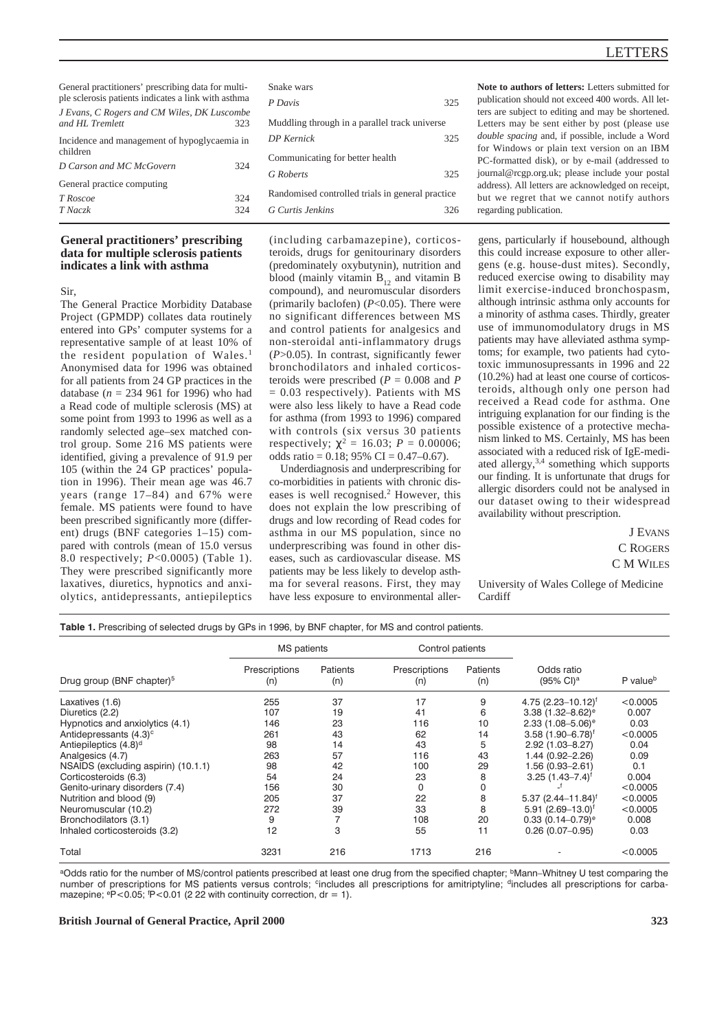General practitioners' prescribing data for multiple sclerosis patients indicates a link with asthma
*J Evans, C Rogers and CM Wiles, DK Luscombe and HL Tremlett* 323

Incidence and management of hypoglycaemia in children
*D Carson and MC McGovern* 324

General practice computing
*T Roscoe* 324
*T Naczk* 324

Snake wars
*P Davis* 325

Muddling through in a parallel track universe
*DP Kernick* 325

Communicating for better health
*G Roberts* 325

Randomised controlled trials in general practice
*G Curtis Jenkins* 326

**Note to authors of letters:** Letters submitted for publication should not exceed 400 words. All letters are subject to editing and may be shortened. Letters may be sent either by post (please use *double spacing* and, if possible, include a Word for Windows or plain text version on an IBM PC-formatted disk), or by e-mail (addressed to journal@rcgp.org.uk; please include your postal address). All letters are acknowledged on receipt, but we regret that we cannot notify authors regarding publication.

## General practitioners' prescribing data for multiple sclerosis patients indicates a link with asthma

Sir,

The General Practice Morbidity Database Project (GPMDP) collates data routinely entered into GPs' computer systems for a representative sample of at least 10% of the resident population of Wales.[1] Anonymised data for 1996 was obtained for all patients from 24 GP practices in the database ($n = 234\,961$ for 1996) who had a Read code of multiple sclerosis (MS) at some point from 1993 to 1996 as well as a randomly selected age–sex matched control group. Some 216 MS patients were identified, giving a prevalence of 91.9 per $10^5$ (within the 24 GP practices' population in 1996). Their mean age was 46.7 years (range 17–84) and 67% were female. MS patients were found to have been prescribed significantly more (different) drugs (BNF categories 1–15) compared with controls (mean of 15.0 versus 8.0 respectively; $P<0.0005$) (Table 1). They were prescribed significantly more laxatives, diuretics, hypnotics and anxiolytics, antidepressants, antiepileptics (including carbamazepine), corticosteroids, drugs for genitourinary disorders (predominately oxybutynin), nutrition and blood (mainly vitamin $B_{12}$ and vitamin B compound), and neuromuscular disorders (primarily baclofen) ($P<0.05$). There were no significant differences between MS and control patients for analgesics and non-steroidal anti-inflammatory drugs ($P>0.05$). In contrast, significantly fewer bronchodilators and inhaled corticosteroids were prescribed ($P = 0.008$ and $P = 0.03$ respectively). Patients with MS were also less likely to have a Read code for asthma (from 1993 to 1996) compared with controls (six versus 30 patients respectively; $\chi^2 = 16.03$; $P = 0.00006$; odds ratio = 0.18; 95% CI = 0.47–0.67).

Underdiagnosis and underprescribing for co-morbidities in patients with chronic diseases is well recognised.[2] However, this does not explain the low prescribing of drugs and low recording of Read codes for asthma in our MS population, since no underprescribing was found in other diseases, such as cardiovascular disease. MS patients may be less likely to develop asthma for several reasons. First, they may have less exposure to environmental allergens, particularly if housebound, although this could increase exposure to other allergens (e.g. house-dust mites). Secondly, reduced exercise owing to disability may limit exercise-induced bronchospasm, although intrinsic asthma only accounts for a minority of asthma cases. Thirdly, greater use of immunomodulatory drugs in MS patients may have alleviated asthma symptoms; for example, two patients had cytotoxic immunosupressants in 1996 and 22 (10.2%) had at least one course of corticosteroids, although only one person had received a Read code for asthma. One intriguing explanation for our finding is the possible existence of a protective mechanism linked to MS. Certainly, MS has been associated with a reduced risk of IgE-mediated allergy,[3,4] something which supports our finding. It is unfortunate that drugs for allergic disorders could not be analysed in our dataset owing to their widespread availability without prescription.

J Evans
C Rogers
C M Wiles

University of Wales College of Medicine
Cardiff

**Table 1.** Prescribing of selected drugs by GPs in 1996, by BNF chapter, for MS and control patients.

| Drug group (BNF chapter)[5] | MS patients | | Control patients | | Odds ratio (95% CI)[a] | P value[b] |
|---|---|---|---|---|---|---|
| | Prescriptions (n) | Patients (n) | Prescriptions (n) | Patients (n) | | |
| Laxatives (1.6) | 255 | 37 | 17 | 9 | 4.75 (2.23–10.12)[f] | <0.0005 |
| Diuretics (2.2) | 107 | 19 | 41 | 6 | 3.38 (1.32–8.62)[e] | 0.007 |
| Hypnotics and anxiolytics (4.1) | 146 | 23 | 116 | 10 | 2.33 (1.08–5.06)[e] | 0.03 |
| Antidepressants (4.3)[c] | 261 | 43 | 62 | 14 | 3.58 (1.90–6.78)[f] | <0.0005 |
| Antiepileptics (4.8)[d] | 98 | 14 | 43 | 5 | 2.92 (1.03–8.27) | 0.04 |
| Analgesics (4.7) | 263 | 57 | 116 | 43 | 1.44 (0.92–2.26) | 0.09 |
| NSAIDS (excluding aspirin) (10.1.1) | 98 | 42 | 100 | 29 | 1.56 (0.93–2.61) | 0.1 |
| Corticosteroids (6.3) | 54 | 24 | 23 | 8 | 3.25 (1.43–7.4)[f] | 0.004 |
| Genito-urinary disorders (7.4) | 156 | 30 | 0 | 0 | -[f] | <0.0005 |
| Nutrition and blood (9) | 205 | 37 | 22 | 8 | 5.37 (2.44–11.84)[f] | <0.0005 |
| Neuromuscular (10.2) | 272 | 39 | 33 | 8 | 5.91 (2.69–13.0)[f] | <0.0005 |
| Bronchodilators (3.1) | 9 | 7 | 108 | 20 | 0.33 (0.14–0.79)[e] | 0.008 |
| Inhaled corticosteroids (3.2) | 12 | 3 | 55 | 11 | 0.26 (0.07–0.95) | 0.03 |
| Total | 3231 | 216 | 1713 | 216 | - | <0.0005 |

[a]Odds ratio for the number of MS/control patients prescribed at least one drug from the specified chapter; [b]Mann–Whitney U test comparing the number of prescriptions for MS patients versus controls; [c]includes all prescriptions for amitriptyline; [d]includes all prescriptions for carbamazepine; [e]P<0.05; [f]P<0.01 (2 22 with continuity correction, dr = 1).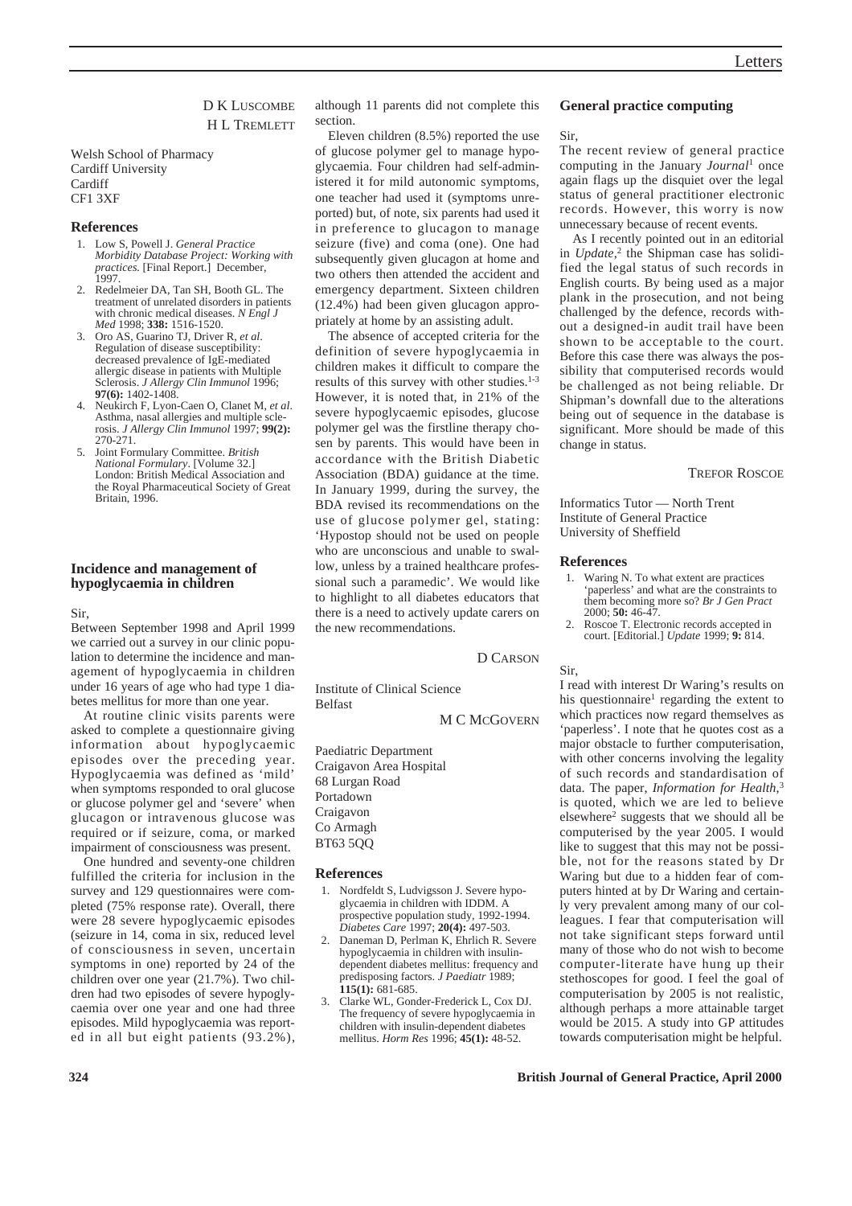D K Luscombe
H L Tremlett

Welsh School of Pharmacy
Cardiff University
Cardiff
CF1 3XF

### References

1. Low S, Powell J. *General Practice Morbidity Database Project: Working with practices.* [Final Report.] December, 1997.
2. Redelmeier DA, Tan SH, Booth GL. The treatment of unrelated disorders in patients with chronic medical diseases. *N Engl J Med* 1998; **338:** 1516-1520.
3. Oro AS, Guarino TJ, Driver R, *et al*. Regulation of disease susceptibility: decreased prevalence of IgE-mediated allergic disease in patients with Multiple Sclerosis. *J Allergy Clin Immunol* 1996; **97(6):** 1402-1408.
4. Neukirch F, Lyon-Caen O, Clanet M, *et al*. Asthma, nasal allergies and multiple sclerosis. *J Allergy Clin Immunol* 1997; **99(2):** 270-271.
5. Joint Formulary Committee. *British National Formulary*. [Volume 32.] London: British Medical Association and the Royal Pharmaceutical Society of Great Britain, 1996.

## Incidence and management of hypoglycaemia in children

Sir,

Between September 1998 and April 1999 we carried out a survey in our clinic population to determine the incidence and management of hypoglycaemia in children under 16 years of age who had type 1 diabetes mellitus for more than one year.

At routine clinic visits parents were asked to complete a questionnaire giving information about hypoglycaemic episodes over the preceding year. Hypoglycaemia was defined as 'mild' when symptoms responded to oral glucose or glucose polymer gel and 'severe' when glucagon or intravenous glucose was required or if seizure, coma, or marked impairment of consciousness was present.

One hundred and seventy-one children fulfilled the criteria for inclusion in the survey and 129 questionnaires were completed (75% response rate). Overall, there were 28 severe hypoglycaemic episodes (seizure in 14, coma in six, reduced level of consciousness in seven, uncertain symptoms in one) reported by 24 of the children over one year (21.7%). Two children had two episodes of severe hypoglycaemia over one year and one had three episodes. Mild hypoglycaemia was reported in all but eight patients (93.2%), although 11 parents did not complete this section.

Eleven children (8.5%) reported the use of glucose polymer gel to manage hypoglycaemia. Four children had self-administered it for mild autonomic symptoms, one teacher had used it (symptoms unreported) but, of note, six parents had used it in preference to glucagon to manage seizure (five) and coma (one). One had subsequently given glucagon at home and two others then attended the accident and emergency department. Sixteen children (12.4%) had been given glucagon appropriately at home by an assisting adult.

The absence of accepted criteria for the definition of severe hypoglycaemia in children makes it difficult to compare the results of this survey with other studies.[1-3] However, it is noted that, in 21% of the severe hypoglycaemic episodes, glucose polymer gel was the firstline therapy chosen by parents. This would have been in accordance with the British Diabetic Association (BDA) guidance at the time. In January 1999, during the survey, the BDA revised its recommendations on the use of glucose polymer gel, stating: 'Hypostop should not be used on people who are unconscious and unable to swallow, unless by a trained healthcare professional such a paramedic'. We would like to highlight to all diabetes educators that there is a need to actively update carers on the new recommendations.

D Carson

Institute of Clinical Science
Belfast

M C McGovern

Paediatric Department
Craigavon Area Hospital
68 Lurgan Road
Portadown
Craigavon
Co Armagh
BT63 5QQ

### References

1. Nordfeldt S, Ludvigsson J. Severe hypoglycaemia in children with IDDM. A prospective population study, 1992-1994. *Diabetes Care* 1997; **20(4):** 497-503.
2. Daneman D, Perlman K, Ehrlich R. Severe hypoglycaemia in children with insulin-dependent diabetes mellitus: frequency and predisposing factors. *J Paediatr* 1989; **115(1):** 681-685.
3. Clarke WL, Gonder-Frederick L, Cox DJ. The frequency of severe hypoglycaemia in children with insulin-dependent diabetes mellitus. *Horm Res* 1996; **45(1):** 48-52.

## General practice computing

Sir,

The recent review of general practice computing in the January *Journal*[1] once again flags up the disquiet over the legal status of general practitioner electronic records. However, this worry is now unnecessary because of recent events.

As I recently pointed out in an editorial in *Update*,[2] the Shipman case has solidified the legal status of such records in English courts. By being used as a major plank in the prosecution, and not being challenged by the defence, records without a designed-in audit trail have been shown to be acceptable to the court. Before this case there was always the possibility that computerised records would be challenged as not being reliable. Dr Shipman's downfall due to the alterations being out of sequence in the database is significant. More should be made of this change in status.

Trefor Roscoe

Informatics Tutor — North Trent
Institute of General Practice
University of Sheffield

### References

1. Waring N. To what extent are practices 'paperless' and what are the constraints to them becoming more so? *Br J Gen Pract* 2000; **50:** 46-47.
2. Roscoe T. Electronic records accepted in court. [Editorial.] *Update* 1999; **9:** 814.

Sir,

I read with interest Dr Waring's results on his questionnaire[1] regarding the extent to which practices now regard themselves as 'paperless'. I note that he quotes cost as a major obstacle to further computerisation, with other concerns involving the legality of such records and standardisation of data. The paper, *Information for Health*,[3] is quoted, which we are led to believe elsewhere[2] suggests that we should all be computerised by the year 2005. I would like to suggest that this may not be possible, not for the reasons stated by Dr Waring but due to a hidden fear of computers hinted at by Dr Waring and certainly very prevalent among many of our colleagues. I fear that computerisation will not take significant steps forward until many of those who do not wish to become computer-literate have hung up their stethoscopes for good. I feel the goal of computerisation by 2005 is not realistic, although perhaps a more attainable target would be 2015. A study into GP attitudes towards computerisation might be helpful.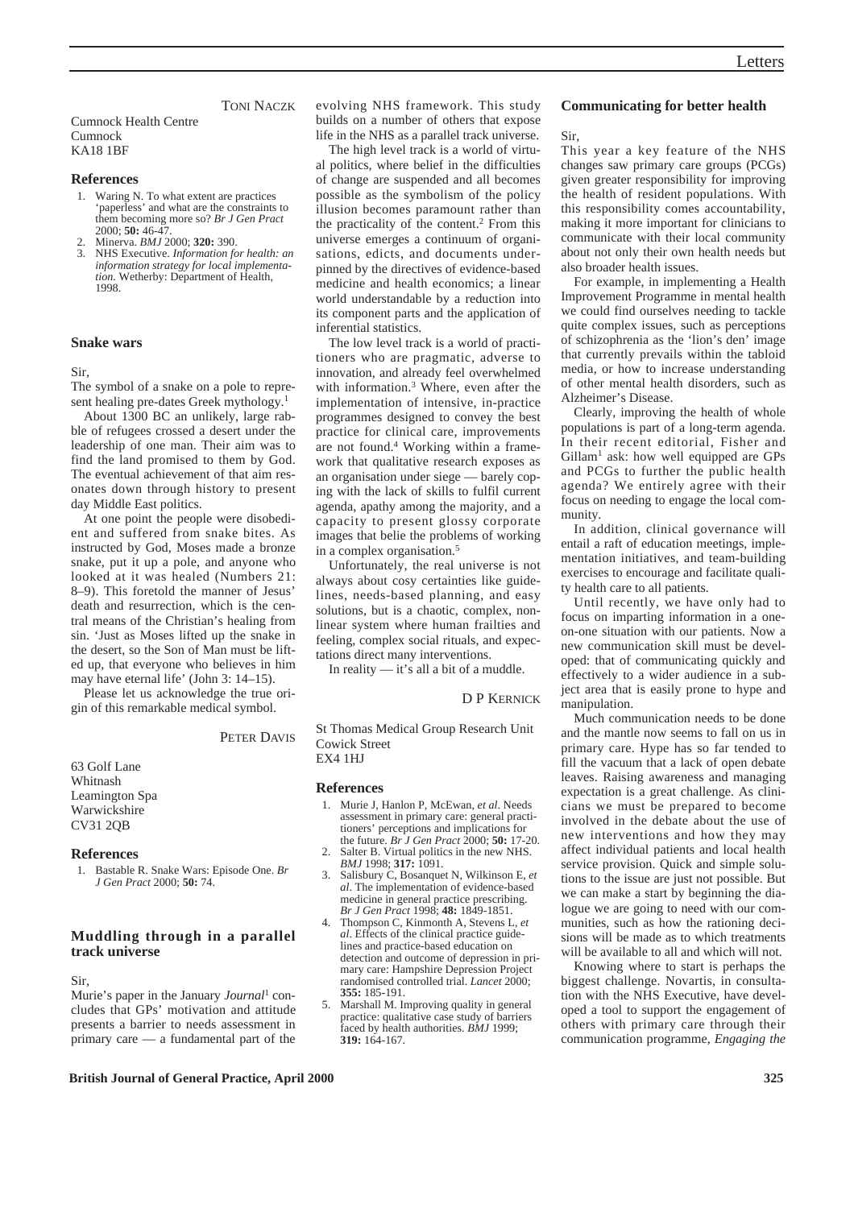TONI NACZK

Cumnock Health Centre
Cumnock
KA18 1BF

### References

1. Waring N. To what extent are practices 'paperless' and what are the constraints to them becoming more so? *Br J Gen Pract* 2000; **50:** 46-47.
2. Minerva. *BMJ* 2000; **320:** 390.
3. NHS Executive. *Information for health: an information strategy for local implementation.* Wetherby: Department of Health, 1998.

## Snake wars

Sir,

The symbol of a snake on a pole to represent healing pre-dates Greek mythology.[1]

About 1300 BC an unlikely, large rabble of refugees crossed a desert under the leadership of one man. Their aim was to find the land promised to them by God. The eventual achievement of that aim resonates down through history to present day Middle East politics.

At one point the people were disobedient and suffered from snake bites. As instructed by God, Moses made a bronze snake, put it up a pole, and anyone who looked at it was healed (Numbers 21: 8–9). This foretold the manner of Jesus' death and resurrection, which is the central means of the Christian's healing from sin. 'Just as Moses lifted up the snake in the desert, so the Son of Man must be lifted up, that everyone who believes in him may have eternal life' (John 3: 14–15).

Please let us acknowledge the true origin of this remarkable medical symbol.

PETER DAVIS

63 Golf Lane
Whitnash
Leamington Spa
Warwickshire
CV31 2QB

### References

1. Bastable R. Snake Wars: Episode One. *Br J Gen Pract* 2000; **50:** 74.

## Muddling through in a parallel track universe

Sir,

Murie's paper in the January *Journal*[1] concludes that GPs' motivation and attitude presents a barrier to needs assessment in primary care — a fundamental part of the evolving NHS framework. This study builds on a number of others that expose life in the NHS as a parallel track universe.

The high level track is a world of virtual politics, where belief in the difficulties of change are suspended and all becomes possible as the symbolism of the policy illusion becomes paramount rather than the practicality of the content.[2] From this universe emerges a continuum of organisations, edicts, and documents underpinned by the directives of evidence-based medicine and health economics; a linear world understandable by a reduction into its component parts and the application of inferential statistics.

The low level track is a world of practitioners who are pragmatic, adverse to innovation, and already feel overwhelmed with information.[3] Where, even after the implementation of intensive, in-practice programmes designed to convey the best practice for clinical care, improvements are not found.[4] Working within a framework that qualitative research exposes as an organisation under siege — barely coping with the lack of skills to fulfil current agenda, apathy among the majority, and a capacity to present glossy corporate images that belie the problems of working in a complex organisation.[5]

Unfortunately, the real universe is not always about cosy certainties like guidelines, needs-based planning, and easy solutions, but is a chaotic, complex, nonlinear system where human frailties and feeling, complex social rituals, and expectations direct many interventions.

In reality — it's all a bit of a muddle.

D P KERNICK

St Thomas Medical Group Research Unit
Cowick Street
EX4 1HJ

### References

1. Murie J, Hanlon P, McEwan, *et al*. Needs assessment in primary care: general practitioners' perceptions and implications for the future. *Br J Gen Pract* 2000; **50:** 17-20.
2. Salter B. Virtual politics in the new NHS. *BMJ* 1998; **317:** 1091.
3. Salisbury C, Bosanquet N, Wilkinson E, *et al*. The implementation of evidence-based medicine in general practice prescribing. *Br J Gen Pract* 1998; **48:** 1849-1851.
4. Thompson C, Kinmonth A, Stevens L, *et al*. Effects of the clinical practice guidelines and practice-based education on detection and outcome of depression in primary care: Hampshire Depression Project randomised controlled trial. *Lancet* 2000; **355:** 185-191.
5. Marshall M. Improving quality in general practice: qualitative case study of barriers faced by health authorities. *BMJ* 1999; **319:** 164-167.

## Communicating for better health

Sir,

This year a key feature of the NHS changes saw primary care groups (PCGs) given greater responsibility for improving the health of resident populations. With this responsibility comes accountability, making it more important for clinicians to communicate with their local community about not only their own health needs but also broader health issues.

For example, in implementing a Health Improvement Programme in mental health we could find ourselves needing to tackle quite complex issues, such as perceptions of schizophrenia as the 'lion's den' image that currently prevails within the tabloid media, or how to increase understanding of other mental health disorders, such as Alzheimer's Disease.

Clearly, improving the health of whole populations is part of a long-term agenda. In their recent editorial, Fisher and Gillam[1] ask: how well equipped are GPs and PCGs to further the public health agenda? We entirely agree with their focus on needing to engage the local community.

In addition, clinical governance will entail a raft of education meetings, implementation initiatives, and team-building exercises to encourage and facilitate quality health care to all patients.

Until recently, we have only had to focus on imparting information in a one-on-one situation with our patients. Now a new communication skill must be developed: that of communicating quickly and effectively to a wider audience in a subject area that is easily prone to hype and manipulation.

Much communication needs to be done and the mantle now seems to fall on us in primary care. Hype has so far tended to fill the vacuum that a lack of open debate leaves. Raising awareness and managing expectation is a great challenge. As clinicians we must be prepared to become involved in the debate about the use of new interventions and how they may affect individual patients and local health service provision. Quick and simple solutions to the issue are just not possible. But we can make a start by beginning the dialogue we are going to need with our communities, such as how the rationing decisions will be made as to which treatments will be available to all and which will not.

Knowing where to start is perhaps the biggest challenge. Novartis, in consultation with the NHS Executive, have developed a tool to support the engagement of others with primary care through their communication programme, *Engaging the*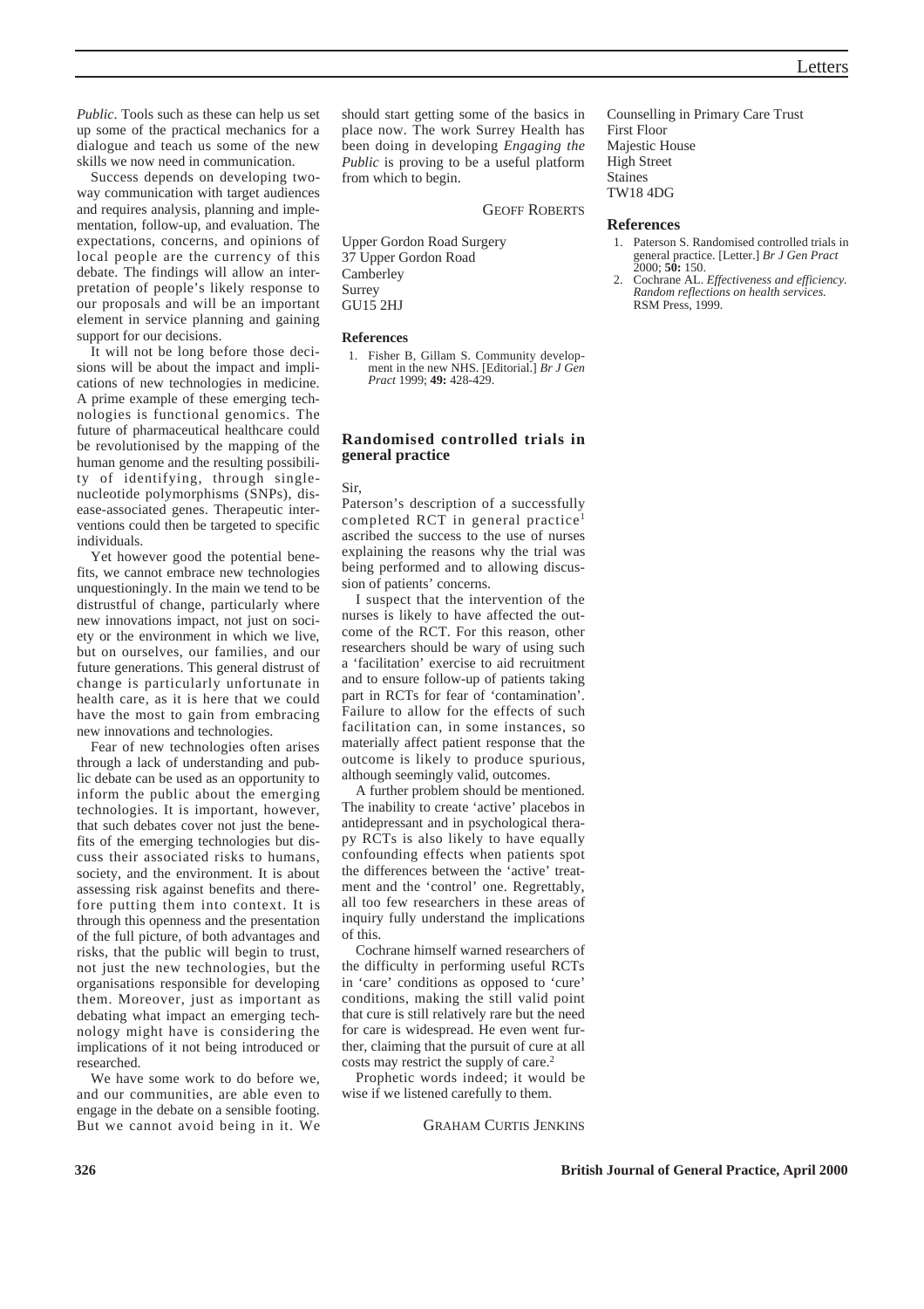*Public*. Tools such as these can help us set up some of the practical mechanics for a dialogue and teach us some of the new skills we now need in communication.

Success depends on developing two-way communication with target audiences and requires analysis, planning and implementation, follow-up, and evaluation. The expectations, concerns, and opinions of local people are the currency of this debate. The findings will allow an interpretation of people's likely response to our proposals and will be an important element in service planning and gaining support for our decisions.

It will not be long before those decisions will be about the impact and implications of new technologies in medicine. A prime example of these emerging technologies is functional genomics. The future of pharmaceutical healthcare could be revolutionised by the mapping of the human genome and the resulting possibility of identifying, through single-nucleotide polymorphisms (SNPs), disease-associated genes. Therapeutic interventions could then be targeted to specific individuals.

Yet however good the potential benefits, we cannot embrace new technologies unquestioningly. In the main we tend to be distrustful of change, particularly where new innovations impact, not just on society or the environment in which we live, but on ourselves, our families, and our future generations. This general distrust of change is particularly unfortunate in health care, as it is here that we could have the most to gain from embracing new innovations and technologies.

Fear of new technologies often arises through a lack of understanding and public debate can be used as an opportunity to inform the public about the emerging technologies. It is important, however, that such debates cover not just the benefits of the emerging technologies but discuss their associated risks to humans, society, and the environment. It is about assessing risk against benefits and therefore putting them into context. It is through this openness and the presentation of the full picture, of both advantages and risks, that the public will begin to trust, not just the new technologies, but the organisations responsible for developing them. Moreover, just as important as debating what impact an emerging technology might have is considering the implications of it not being introduced or researched.

We have some work to do before we, and our communities, are able even to engage in the debate on a sensible footing. But we cannot avoid being in it. We should start getting some of the basics in place now. The work Surrey Health has been doing in developing *Engaging the Public* is proving to be a useful platform from which to begin.

GEOFF ROBERTS

Upper Gordon Road Surgery
37 Upper Gordon Road
Camberley
Surrey
GU15 2HJ

### References

1. Fisher B, Gillam S. Community development in the new NHS. [Editorial.] *Br J Gen Pract* 1999; **49:** 428-429.

## Randomised controlled trials in general practice

Sir,

Paterson's description of a successfully completed RCT in general practice[1] ascribed the success to the use of nurses explaining the reasons why the trial was being performed and to allowing discussion of patients' concerns.

I suspect that the intervention of the nurses is likely to have affected the outcome of the RCT. For this reason, other researchers should be wary of using such a 'facilitation' exercise to aid recruitment and to ensure follow-up of patients taking part in RCTs for fear of 'contamination'. Failure to allow for the effects of such facilitation can, in some instances, so materially affect patient response that the outcome is likely to produce spurious, although seemingly valid, outcomes.

A further problem should be mentioned. The inability to create 'active' placebos in antidepressant and in psychological therapy RCTs is also likely to have equally confounding effects when patients spot the differences between the 'active' treatment and the 'control' one. Regrettably, all too few researchers in these areas of inquiry fully understand the implications of this.

Cochrane himself warned researchers of the difficulty in performing useful RCTs in 'care' conditions as opposed to 'cure' conditions, making the still valid point that cure is still relatively rare but the need for care is widespread. He even went further, claiming that the pursuit of cure at all costs may restrict the supply of care.[2]

Prophetic words indeed; it would be wise if we listened carefully to them.

GRAHAM CURTIS JENKINS

Counselling in Primary Care Trust
First Floor
Majestic House
High Street
Staines
TW18 4DG

### References

1. Paterson S. Randomised controlled trials in general practice. [Letter.] *Br J Gen Pract* 2000; **50:** 150.
2. Cochrane AL. *Effectiveness and efficiency. Random reflections on health services.* RSM Press, 1999.